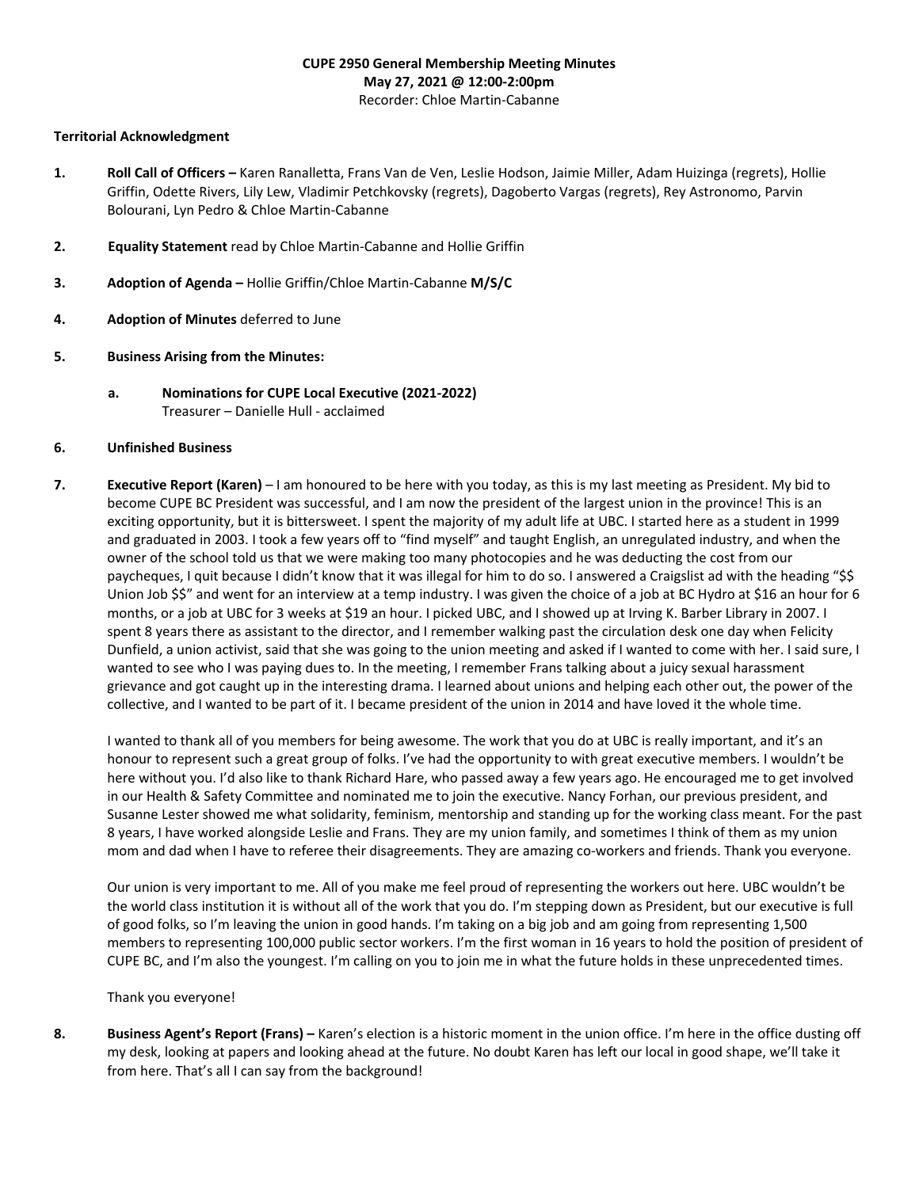**CUPE 2950 General Membership Meeting Minutes**
**May 27, 2021 @ 12:00-2:00pm**
Recorder: Chloe Martin-Cabanne

**Territorial Acknowledgment**

1. **Roll Call of Officers –** Karen Ranalletta, Frans Van de Ven, Leslie Hodson, Jaimie Miller, Adam Huizinga (regrets), Hollie Griffin, Odette Rivers, Lily Lew, Vladimir Petchkovsky (regrets), Dagoberto Vargas (regrets), Rey Astronomo, Parvin Bolourani, Lyn Pedro & Chloe Martin-Cabanne

2. **Equality Statement** read by Chloe Martin-Cabanne and Hollie Griffin

3. **Adoption of Agenda –** Hollie Griffin/Chloe Martin-Cabanne **M/S/C**

4. **Adoption of Minutes** deferred to June

5. **Business Arising from the Minutes:**

   a. **Nominations for CUPE Local Executive (2021-2022)**
   Treasurer – Danielle Hull - acclaimed

6. **Unfinished Business**

7. **Executive Report (Karen)** – I am honoured to be here with you today, as this is my last meeting as President. My bid to become CUPE BC President was successful, and I am now the president of the largest union in the province! This is an exciting opportunity, but it is bittersweet. I spent the majority of my adult life at UBC. I started here as a student in 1999 and graduated in 2003. I took a few years off to "find myself" and taught English, an unregulated industry, and when the owner of the school told us that we were making too many photocopies and he was deducting the cost from our paycheques, I quit because I didn't know that it was illegal for him to do so. I answered a Craigslist ad with the heading "$$ Union Job $$" and went for an interview at a temp industry. I was given the choice of a job at BC Hydro at $16 an hour for 6 months, or a job at UBC for 3 weeks at $19 an hour. I picked UBC, and I showed up at Irving K. Barber Library in 2007. I spent 8 years there as assistant to the director, and I remember walking past the circulation desk one day when Felicity Dunfield, a union activist, said that she was going to the union meeting and asked if I wanted to come with her. I said sure, I wanted to see who I was paying dues to. In the meeting, I remember Frans talking about a juicy sexual harassment grievance and got caught up in the interesting drama. I learned about unions and helping each other out, the power of the collective, and I wanted to be part of it. I became president of the union in 2014 and have loved it the whole time.

   I wanted to thank all of you members for being awesome. The work that you do at UBC is really important, and it's an honour to represent such a great group of folks. I've had the opportunity to with great executive members. I wouldn't be here without you. I'd also like to thank Richard Hare, who passed away a few years ago. He encouraged me to get involved in our Health & Safety Committee and nominated me to join the executive. Nancy Forhan, our previous president, and Susanne Lester showed me what solidarity, feminism, mentorship and standing up for the working class meant. For the past 8 years, I have worked alongside Leslie and Frans. They are my union family, and sometimes I think of them as my union mom and dad when I have to referee their disagreements. They are amazing co-workers and friends. Thank you everyone.

   Our union is very important to me. All of you make me feel proud of representing the workers out here. UBC wouldn't be the world class institution it is without all of the work that you do. I'm stepping down as President, but our executive is full of good folks, so I'm leaving the union in good hands. I'm taking on a big job and am going from representing 1,500 members to representing 100,000 public sector workers. I'm the first woman in 16 years to hold the position of president of CUPE BC, and I'm also the youngest. I'm calling on you to join me in what the future holds in these unprecedented times.

   Thank you everyone!

8. **Business Agent's Report (Frans) –** Karen's election is a historic moment in the union office. I'm here in the office dusting off my desk, looking at papers and looking ahead at the future. No doubt Karen has left our local in good shape, we'll take it from here. That's all I can say from the background!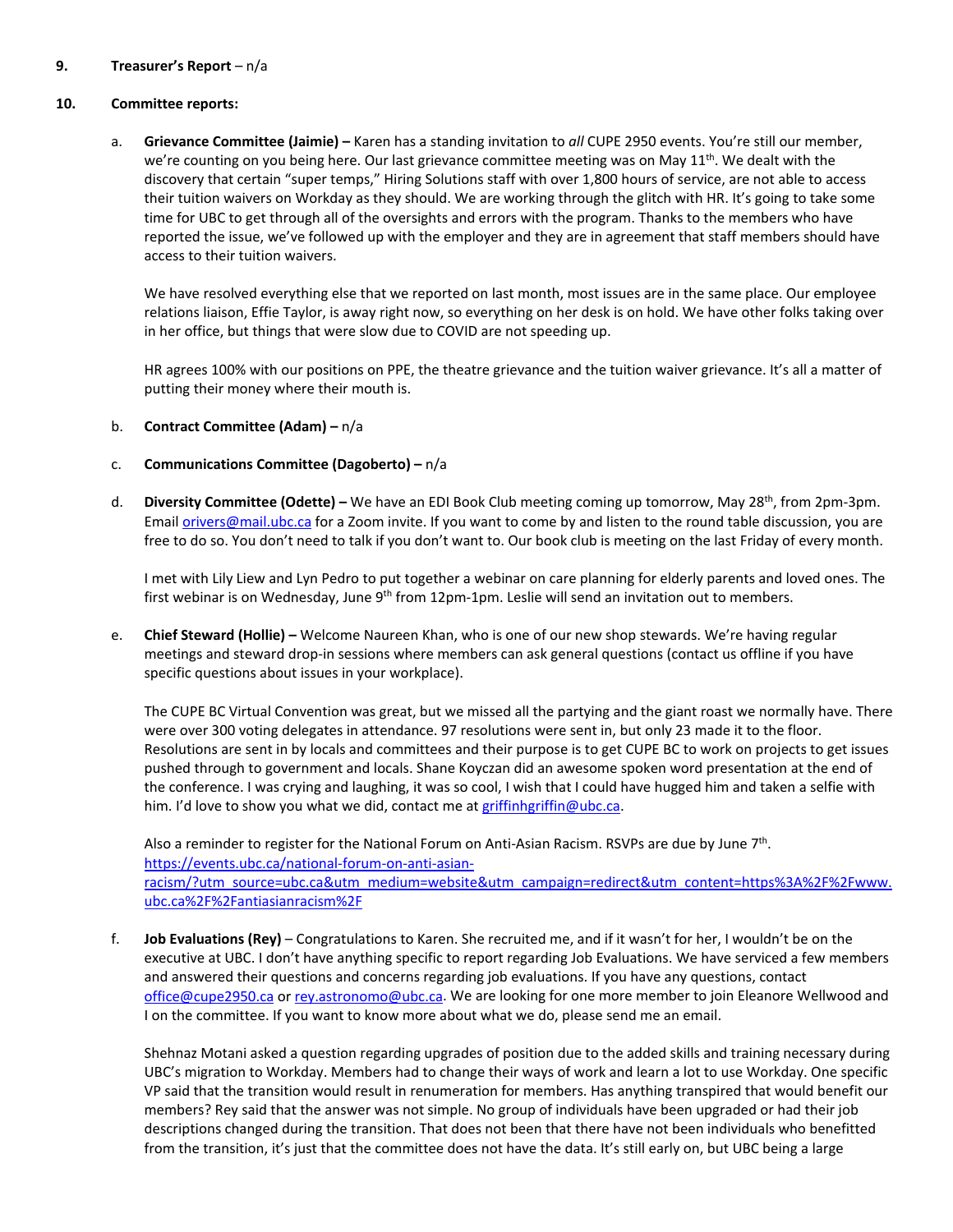**9. Treasurer's Report** – n/a

**10. Committee reports:**

a. **Grievance Committee (Jaimie) –** Karen has a standing invitation to *all* CUPE 2950 events. You're still our member, we're counting on you being here. Our last grievance committee meeting was on May 11th. We dealt with the discovery that certain "super temps," Hiring Solutions staff with over 1,800 hours of service, are not able to access their tuition waivers on Workday as they should. We are working through the glitch with HR. It's going to take some time for UBC to get through all of the oversights and errors with the program. Thanks to the members who have reported the issue, we've followed up with the employer and they are in agreement that staff members should have access to their tuition waivers.

We have resolved everything else that we reported on last month, most issues are in the same place. Our employee relations liaison, Effie Taylor, is away right now, so everything on her desk is on hold. We have other folks taking over in her office, but things that were slow due to COVID are not speeding up.

HR agrees 100% with our positions on PPE, the theatre grievance and the tuition waiver grievance. It's all a matter of putting their money where their mouth is.

b. **Contract Committee (Adam) –** n/a

c. **Communications Committee (Dagoberto) –** n/a

d. **Diversity Committee (Odette) –** We have an EDI Book Club meeting coming up tomorrow, May 28th, from 2pm-3pm. Email orivers@mail.ubc.ca for a Zoom invite. If you want to come by and listen to the round table discussion, you are free to do so. You don't need to talk if you don't want to. Our book club is meeting on the last Friday of every month.

I met with Lily Liew and Lyn Pedro to put together a webinar on care planning for elderly parents and loved ones. The first webinar is on Wednesday, June 9th from 12pm-1pm. Leslie will send an invitation out to members.

e. **Chief Steward (Hollie) –** Welcome Naureen Khan, who is one of our new shop stewards. We're having regular meetings and steward drop-in sessions where members can ask general questions (contact us offline if you have specific questions about issues in your workplace).

The CUPE BC Virtual Convention was great, but we missed all the partying and the giant roast we normally have. There were over 300 voting delegates in attendance. 97 resolutions were sent in, but only 23 made it to the floor. Resolutions are sent in by locals and committees and their purpose is to get CUPE BC to work on projects to get issues pushed through to government and locals. Shane Koyczan did an awesome spoken word presentation at the end of the conference. I was crying and laughing, it was so cool, I wish that I could have hugged him and taken a selfie with him. I'd love to show you what we did, contact me at griffinhgriffin@ubc.ca.

Also a reminder to register for the National Forum on Anti-Asian Racism. RSVPs are due by June 7th. https://events.ubc.ca/national-forum-on-anti-asian-racism/?utm_source=ubc.ca&utm_medium=website&utm_campaign=redirect&utm_content=https%3A%2F%2Fwww.ubc.ca%2F%2Fantiasianracism%2F

f. **Job Evaluations (Rey)** – Congratulations to Karen. She recruited me, and if it wasn't for her, I wouldn't be on the executive at UBC. I don't have anything specific to report regarding Job Evaluations. We have serviced a few members and answered their questions and concerns regarding job evaluations. If you have any questions, contact office@cupe2950.ca or rey.astronomo@ubc.ca. We are looking for one more member to join Eleanore Wellwood and I on the committee. If you want to know more about what we do, please send me an email.

Shehnaz Motani asked a question regarding upgrades of position due to the added skills and training necessary during UBC's migration to Workday. Members had to change their ways of work and learn a lot to use Workday. One specific VP said that the transition would result in renumeration for members. Has anything transpired that would benefit our members? Rey said that the answer was not simple. No group of individuals have been upgraded or had their job descriptions changed during the transition. That does not been that there have not been individuals who benefitted from the transition, it's just that the committee does not have the data. It's still early on, but UBC being a large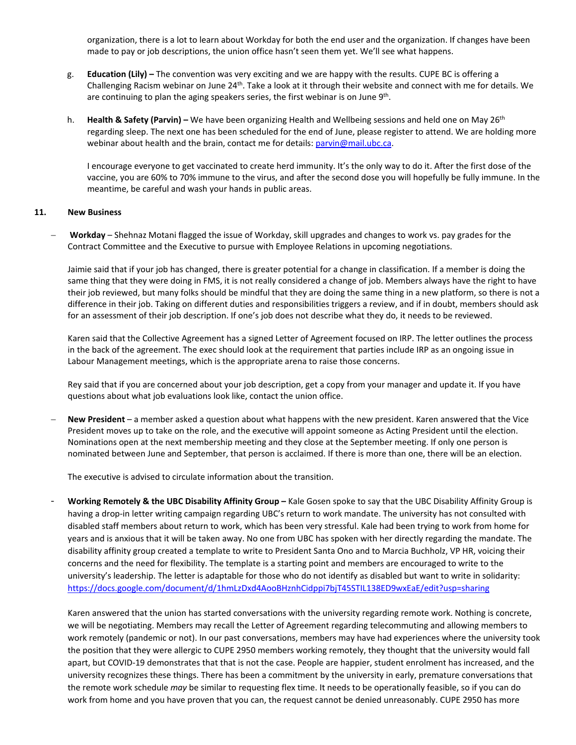organization, there is a lot to learn about Workday for both the end user and the organization. If changes have been made to pay or job descriptions, the union office hasn't seen them yet. We'll see what happens.

g. **Education (Lily) –** The convention was very exciting and we are happy with the results. CUPE BC is offering a Challenging Racism webinar on June 24th. Take a look at it through their website and connect with me for details. We are continuing to plan the aging speakers series, the first webinar is on June 9th.

h. **Health & Safety (Parvin) –** We have been organizing Health and Wellbeing sessions and held one on May 26th regarding sleep. The next one has been scheduled for the end of June, please register to attend. We are holding more webinar about health and the brain, contact me for details: parvin@mail.ubc.ca.

I encourage everyone to get vaccinated to create herd immunity. It's the only way to do it. After the first dose of the vaccine, you are 60% to 70% immune to the virus, and after the second dose you will hopefully be fully immune. In the meantime, be careful and wash your hands in public areas.

## 11. New Business

- **Workday** – Shehnaz Motani flagged the issue of Workday, skill upgrades and changes to work vs. pay grades for the Contract Committee and the Executive to pursue with Employee Relations in upcoming negotiations.

  Jaimie said that if your job has changed, there is greater potential for a change in classification. If a member is doing the same thing that they were doing in FMS, it is not really considered a change of job. Members always have the right to have their job reviewed, but many folks should be mindful that they are doing the same thing in a new platform, so there is not a difference in their job. Taking on different duties and responsibilities triggers a review, and if in doubt, members should ask for an assessment of their job description. If one's job does not describe what they do, it needs to be reviewed.

  Karen said that the Collective Agreement has a signed Letter of Agreement focused on IRP. The letter outlines the process in the back of the agreement. The exec should look at the requirement that parties include IRP as an ongoing issue in Labour Management meetings, which is the appropriate arena to raise those concerns.

  Rey said that if you are concerned about your job description, get a copy from your manager and update it. If you have questions about what job evaluations look like, contact the union office.

- **New President** – a member asked a question about what happens with the new president. Karen answered that the Vice President moves up to take on the role, and the executive will appoint someone as Acting President until the election. Nominations open at the next membership meeting and they close at the September meeting. If only one person is nominated between June and September, that person is acclaimed. If there is more than one, there will be an election.

  The executive is advised to circulate information about the transition.

- **Working Remotely & the UBC Disability Affinity Group –** Kale Gosen spoke to say that the UBC Disability Affinity Group is having a drop-in letter writing campaign regarding UBC's return to work mandate. The university has not consulted with disabled staff members about return to work, which has been very stressful. Kale had been trying to work from home for years and is anxious that it will be taken away. No one from UBC has spoken with her directly regarding the mandate. The disability affinity group created a template to write to President Santa Ono and to Marcia Buchholz, VP HR, voicing their concerns and the need for flexibility. The template is a starting point and members are encouraged to write to the university's leadership. The letter is adaptable for those who do not identify as disabled but want to write in solidarity: https://docs.google.com/document/d/1hmLzDxd4AooBHznhCidppi7bjT45STIL138ED9wxEaE/edit?usp=sharing

  Karen answered that the union has started conversations with the university regarding remote work. Nothing is concrete, we will be negotiating. Members may recall the Letter of Agreement regarding telecommuting and allowing members to work remotely (pandemic or not). In our past conversations, members may have had experiences where the university took the position that they were allergic to CUPE 2950 members working remotely, they thought that the university would fall apart, but COVID-19 demonstrates that that is not the case. People are happier, student enrolment has increased, and the university recognizes these things. There has been a commitment by the university in early, premature conversations that the remote work schedule *may* be similar to requesting flex time. It needs to be operationally feasible, so if you can do work from home and you have proven that you can, the request cannot be denied unreasonably. CUPE 2950 has more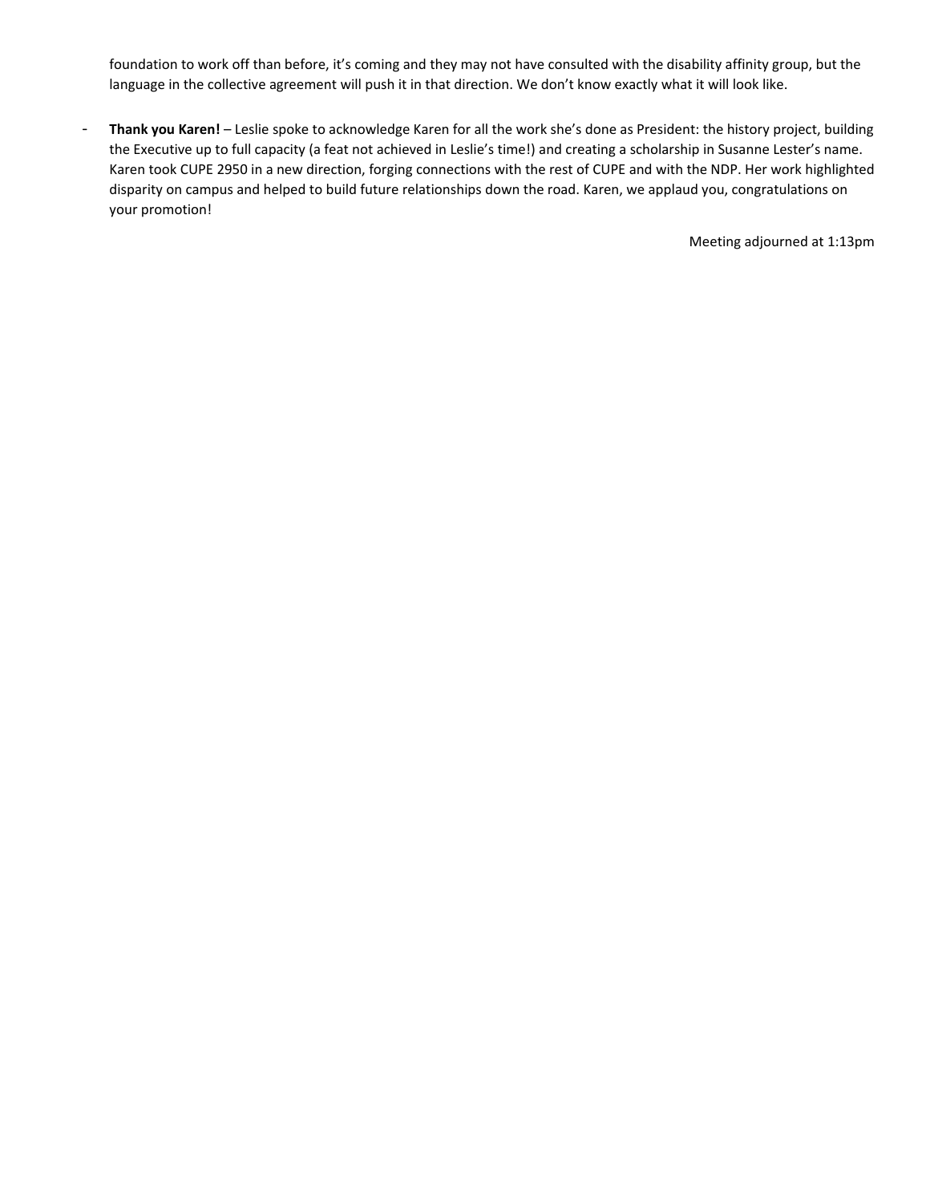foundation to work off than before, it's coming and they may not have consulted with the disability affinity group, but the language in the collective agreement will push it in that direction. We don't know exactly what it will look like.

- **Thank you Karen!** – Leslie spoke to acknowledge Karen for all the work she's done as President: the history project, building the Executive up to full capacity (a feat not achieved in Leslie's time!) and creating a scholarship in Susanne Lester's name. Karen took CUPE 2950 in a new direction, forging connections with the rest of CUPE and with the NDP. Her work highlighted disparity on campus and helped to build future relationships down the road. Karen, we applaud you, congratulations on your promotion!

Meeting adjourned at 1:13pm